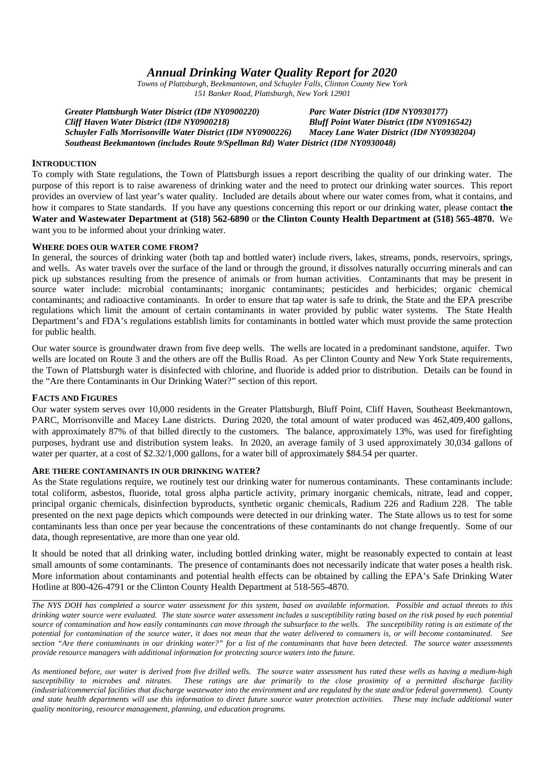# *Annual Drinking Water Quality Report for 2020*

*Towns of Plattsburgh, Beekmantown, and Schuyler Falls, Clinton County New York*
*151 Banker Road, Plattsburgh, New York 12901*

***Greater Plattsburgh Water District (ID# NY0900220)***
***Parc Water District (ID# NY0930177)***
***Cliff Haven Water District (ID# NY0900218)***
***Bluff Point Water District (ID# NY0916542)***
***Schuyler Falls Morrisonville Water District (ID# NY0900226)***
***Macey Lane Water District (ID# NY0930204)***
***Southeast Beekmantown (includes Route 9/Spellman Rd) Water District (ID# NY0930048)***

## INTRODUCTION

To comply with State regulations, the Town of Plattsburgh issues a report describing the quality of our drinking water. The purpose of this report is to raise awareness of drinking water and the need to protect our drinking water sources. This report provides an overview of last year's water quality. Included are details about where our water comes from, what it contains, and how it compares to State standards. If you have any questions concerning this report or our drinking water, please contact **the Water and Wastewater Department at (518) 562-6890** or **the Clinton County Health Department at (518) 565-4870.** We want you to be informed about your drinking water.

## WHERE DOES OUR WATER COME FROM?

In general, the sources of drinking water (both tap and bottled water) include rivers, lakes, streams, ponds, reservoirs, springs, and wells. As water travels over the surface of the land or through the ground, it dissolves naturally occurring minerals and can pick up substances resulting from the presence of animals or from human activities. Contaminants that may be present in source water include: microbial contaminants; inorganic contaminants; pesticides and herbicides; organic chemical contaminants; and radioactive contaminants. In order to ensure that tap water is safe to drink, the State and the EPA prescribe regulations which limit the amount of certain contaminants in water provided by public water systems. The State Health Department's and FDA's regulations establish limits for contaminants in bottled water which must provide the same protection for public health.

Our water source is groundwater drawn from five deep wells. The wells are located in a predominant sandstone, aquifer. Two wells are located on Route 3 and the others are off the Bullis Road. As per Clinton County and New York State requirements, the Town of Plattsburgh water is disinfected with chlorine, and fluoride is added prior to distribution. Details can be found in the "Are there Contaminants in Our Drinking Water?" section of this report.

## FACTS AND FIGURES

Our water system serves over 10,000 residents in the Greater Plattsburgh, Bluff Point, Cliff Haven, Southeast Beekmantown, PARC, Morrisonville and Macey Lane districts. During 2020, the total amount of water produced was 462,409,400 gallons, with approximately 87% of that billed directly to the customers. The balance, approximately 13%, was used for firefighting purposes, hydrant use and distribution system leaks. In 2020, an average family of 3 used approximately 30,034 gallons of water per quarter, at a cost of $2.32/1,000 gallons, for a water bill of approximately $84.54 per quarter.

## ARE THERE CONTAMINANTS IN OUR DRINKING WATER?

As the State regulations require, we routinely test our drinking water for numerous contaminants. These contaminants include: total coliform, asbestos, fluoride, total gross alpha particle activity, primary inorganic chemicals, nitrate, lead and copper, principal organic chemicals, disinfection byproducts, synthetic organic chemicals, Radium 226 and Radium 228. The table presented on the next page depicts which compounds were detected in our drinking water. The State allows us to test for some contaminants less than once per year because the concentrations of these contaminants do not change frequently. Some of our data, though representative, are more than one year old.

It should be noted that all drinking water, including bottled drinking water, might be reasonably expected to contain at least small amounts of some contaminants. The presence of contaminants does not necessarily indicate that water poses a health risk. More information about contaminants and potential health effects can be obtained by calling the EPA's Safe Drinking Water Hotline at 800-426-4791 or the Clinton County Health Department at 518-565-4870.

---

*The NYS DOH has completed a source water assessment for this system, based on available information. Possible and actual threats to this drinking water source were evaluated. The state source water assessment includes a susceptibility rating based on the risk posed by each potential source of contamination and how easily contaminants can move through the subsurface to the wells. The susceptibility rating is an estimate of the potential for contamination of the source water, it does not mean that the water delivered to consumers is, or will become contaminated. See section "Are there contaminants in our drinking water?" for a list of the contaminants that have been detected. The source water assessments provide resource managers with additional information for protecting source waters into the future.*

*As mentioned before, our water is derived from five drilled wells. The source water assessment has rated these wells as having a medium-high susceptibility to microbes and nitrates. These ratings are due primarily to the close proximity of a permitted discharge facility (industrial/commercial facilities that discharge wastewater into the environment and are regulated by the state and/or federal government). County and state health departments will use this information to direct future source water protection activities. These may include additional water quality monitoring, resource management, planning, and education programs.*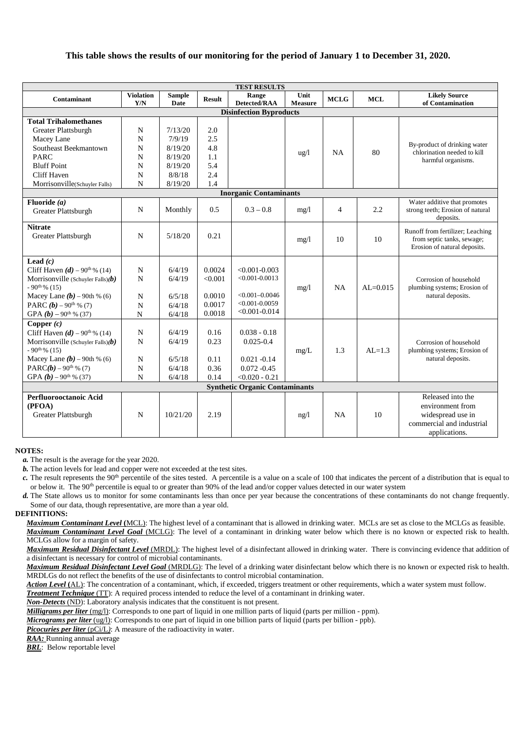**This table shows the results of our monitoring for the period of January 1 to December 31, 2020.**

| TEST RESULTS | | | | | | | | |
|---|---|---|---|---|---|---|---|---|
| **Contaminant** | **Violation Y/N** | **Sample Date** | **Result** | **Range Detected/RAA** | **Unit Measure** | **MCLG** | **MCL** | **Likely Source of Contamination** |
| **Disinfection Byproducts** | | | | | | | | |
| **Total Trihalomethanes** | | | | | | | | |
| Greater Plattsburgh | N | 7/13/20 | 2.0 | | ug/l | NA | 80 | By-product of drinking water chlorination needed to kill harmful organisms. |
| Macey Lane | N | 7/9/19 | 2.5 | | | | | |
| Southeast Beekmantown | N | 8/19/20 | 4.8 | | | | | |
| PARC | N | 8/19/20 | 1.1 | | | | | |
| Bluff Point | N | 8/19/20 | 5.4 | | | | | |
| Cliff Haven | N | 8/8/18 | 2.4 | | | | | |
| Morrisonville(Schuyler Falls) | N | 8/19/20 | 1.4 | | | | | |
| **Inorganic Contaminants** | | | | | | | | |
| **Fluoride *(a)*** Greater Plattsburgh | N | Monthly | 0.5 | 0.3 – 0.8 | mg/l | 4 | 2.2 | Water additive that promotes strong teeth; Erosion of natural deposits. |
| **Nitrate** Greater Plattsburgh | N | 5/18/20 | 0.21 | | mg/l | 10 | 10 | Runoff from fertilizer; Leaching from septic tanks, sewage; Erosion of natural deposits. |
| **Lead *(c)*** | | | | | | | | |
| Cliff Haven *(d)* – 90th % (14) | N | 6/4/19 | 0.0024 | <0.001-0.003 | mg/l | NA | AL=0.015 | Corrosion of household plumbing systems; Erosion of natural deposits. |
| Morrisonville (Schuyler Falls)*(b)* - 90th % (15) | N | 6/4/19 | <0.001 | <0.001-0.0013 | | | | |
| Macey Lane *(b)* – 90th % (6) | N | 6/5/18 | 0.0010 | <0.001–0.0046 | | | | |
| PARC *(b)* – 90th % (7) | N | 6/4/18 | 0.0017 | <0.001-0.0059 | | | | |
| GPA *(b)* – 90th % (37) | N | 6/4/18 | 0.0018 | <0.001-0.014 | | | | |
| **Copper *(c)*** | | | | | | | | |
| Cliff Haven *(d)* – 90th % (14) | N | 6/4/19 | 0.16 | 0.038 - 0.18 | mg/L | 1.3 | AL=1.3 | Corrosion of household plumbing systems; Erosion of natural deposits. |
| Morrisonville (Schuyler Falls)*(b)* - 90th % (15) | N | 6/4/19 | 0.23 | 0.025-0.4 | | | | |
| Macey Lane *(b)* – 90th % (6) | N | 6/5/18 | 0.11 | 0.021 -0.14 | | | | |
| PARC*(b)* – 90th % (7) | N | 6/4/18 | 0.36 | 0.072 -0.45 | | | | |
| GPA *(b)* – 90th % (37) | N | 6/4/18 | 0.14 | <0.020 - 0.21 | | | | |
| **Synthetic Organic Contaminants** | | | | | | | | |
| **Perfluorooctanoic Acid (PFOA)** Greater Plattsburgh | N | 10/21/20 | 2.19 | | ng/l | NA | 10 | Released into the environment from widespread use in commercial and industrial applications. |

**NOTES:**

*a.* The result is the average for the year 2020.

*b.* The action levels for lead and copper were not exceeded at the test sites.

*c.* The result represents the 90th percentile of the sites tested. A percentile is a value on a scale of 100 that indicates the percent of a distribution that is equal to or below it. The 90th percentile is equal to or greater than 90% of the lead and/or copper values detected in our water system

*d.* The State allows us to monitor for some contaminants less than once per year because the concentrations of these contaminants do not change frequently. Some of our data, though representative, are more than a year old.

**DEFINITIONS:**

***Maximum Contaminant Level*** **(**MCL): The highest level of a contaminant that is allowed in drinking water. MCLs are set as close to the MCLGs as feasible.

***Maximum Contaminant Level Goal*** (MCLG): The level of a contaminant in drinking water below which there is no known or expected risk to health. MCLGs allow for a margin of safety.

***Maximum Residual Disinfectant Level*** (MRDL): The highest level of a disinfectant allowed in drinking water. There is convincing evidence that addition of a disinfectant is necessary for control of microbial contaminants.

***Maximum Residual Disinfectant Level Goal*** (MRDLG): The level of a drinking water disinfectant below which there is no known or expected risk to health. MRDLGs do not reflect the benefits of the use of disinfectants to control microbial contamination.

***Action Level*** **(**AL): The concentration of a contaminant, which, if exceeded, triggers treatment or other requirements, which a water system must follow.

***Treatment Technique*** (TT): A required process intended to reduce the level of a contaminant in drinking water.

***Non-Detects*** (ND): Laboratory analysis indicates that the constituent is not present.

***Milligrams per liter*** (mg/l): Corresponds to one part of liquid in one million parts of liquid (parts per million - ppm).

***Micrograms per liter*** (ug/l): Corresponds to one part of liquid in one billion parts of liquid (parts per billion - ppb).

***Picocuries per liter*** (pCi/L): A measure of the radioactivity in water.

***RAA:*** Running annual average

***BRL***: Below reportable level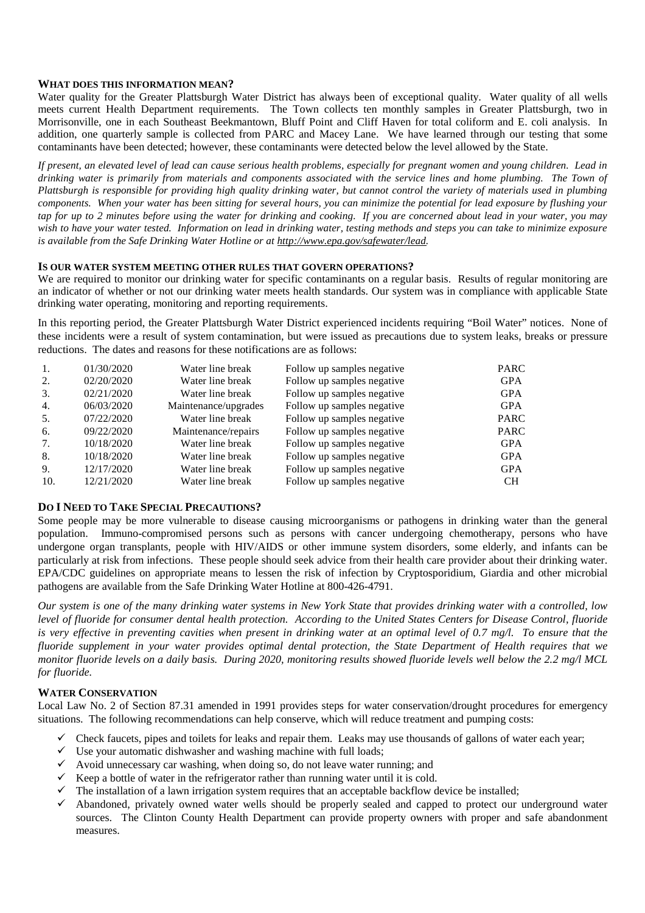## WHAT DOES THIS INFORMATION MEAN?

Water quality for the Greater Plattsburgh Water District has always been of exceptional quality. Water quality of all wells meets current Health Department requirements. The Town collects ten monthly samples in Greater Plattsburgh, two in Morrisonville, one in each Southeast Beekmantown, Bluff Point and Cliff Haven for total coliform and E. coli analysis. In addition, one quarterly sample is collected from PARC and Macey Lane. We have learned through our testing that some contaminants have been detected; however, these contaminants were detected below the level allowed by the State.

*If present, an elevated level of lead can cause serious health problems, especially for pregnant women and young children. Lead in drinking water is primarily from materials and components associated with the service lines and home plumbing. The Town of Plattsburgh is responsible for providing high quality drinking water, but cannot control the variety of materials used in plumbing components. When your water has been sitting for several hours, you can minimize the potential for lead exposure by flushing your tap for up to 2 minutes before using the water for drinking and cooking. If you are concerned about lead in your water, you may wish to have your water tested. Information on lead in drinking water, testing methods and steps you can take to minimize exposure is available from the Safe Drinking Water Hotline or at http://www.epa.gov/safewater/lead.*

## IS OUR WATER SYSTEM MEETING OTHER RULES THAT GOVERN OPERATIONS?

We are required to monitor our drinking water for specific contaminants on a regular basis. Results of regular monitoring are an indicator of whether or not our drinking water meets health standards. Our system was in compliance with applicable State drinking water operating, monitoring and reporting requirements.

In this reporting period, the Greater Plattsburgh Water District experienced incidents requiring "Boil Water" notices. None of these incidents were a result of system contamination, but were issued as precautions due to system leaks, breaks or pressure reductions. The dates and reasons for these notifications are as follows:

| | | | | |
|---|---|---|---|---|
| 1. | 01/30/2020 | Water line break | Follow up samples negative | PARC |
| 2. | 02/20/2020 | Water line break | Follow up samples negative | GPA |
| 3. | 02/21/2020 | Water line break | Follow up samples negative | GPA |
| 4. | 06/03/2020 | Maintenance/upgrades | Follow up samples negative | GPA |
| 5. | 07/22/2020 | Water line break | Follow up samples negative | PARC |
| 6. | 09/22/2020 | Maintenance/repairs | Follow up samples negative | PARC |
| 7. | 10/18/2020 | Water line break | Follow up samples negative | GPA |
| 8. | 10/18/2020 | Water line break | Follow up samples negative | GPA |
| 9. | 12/17/2020 | Water line break | Follow up samples negative | GPA |
| 10. | 12/21/2020 | Water line break | Follow up samples negative | CH |

## DO I NEED TO TAKE SPECIAL PRECAUTIONS?

Some people may be more vulnerable to disease causing microorganisms or pathogens in drinking water than the general population. Immuno-compromised persons such as persons with cancer undergoing chemotherapy, persons who have undergone organ transplants, people with HIV/AIDS or other immune system disorders, some elderly, and infants can be particularly at risk from infections. These people should seek advice from their health care provider about their drinking water. EPA/CDC guidelines on appropriate means to lessen the risk of infection by Cryptosporidium, Giardia and other microbial pathogens are available from the Safe Drinking Water Hotline at 800-426-4791.

*Our system is one of the many drinking water systems in New York State that provides drinking water with a controlled, low level of fluoride for consumer dental health protection. According to the United States Centers for Disease Control, fluoride is very effective in preventing cavities when present in drinking water at an optimal level of 0.7 mg/l. To ensure that the fluoride supplement in your water provides optimal dental protection, the State Department of Health requires that we monitor fluoride levels on a daily basis. During 2020, monitoring results showed fluoride levels well below the 2.2 mg/l MCL for fluoride.*

## WATER CONSERVATION

Local Law No. 2 of Section 87.31 amended in 1991 provides steps for water conservation/drought procedures for emergency situations. The following recommendations can help conserve, which will reduce treatment and pumping costs:

- ✓ Check faucets, pipes and toilets for leaks and repair them. Leaks may use thousands of gallons of water each year;
- ✓ Use your automatic dishwasher and washing machine with full loads;
- ✓ Avoid unnecessary car washing, when doing so, do not leave water running; and
- ✓ Keep a bottle of water in the refrigerator rather than running water until it is cold.
- ✓ The installation of a lawn irrigation system requires that an acceptable backflow device be installed;
- ✓ Abandoned, privately owned water wells should be properly sealed and capped to protect our underground water sources. The Clinton County Health Department can provide property owners with proper and safe abandonment measures.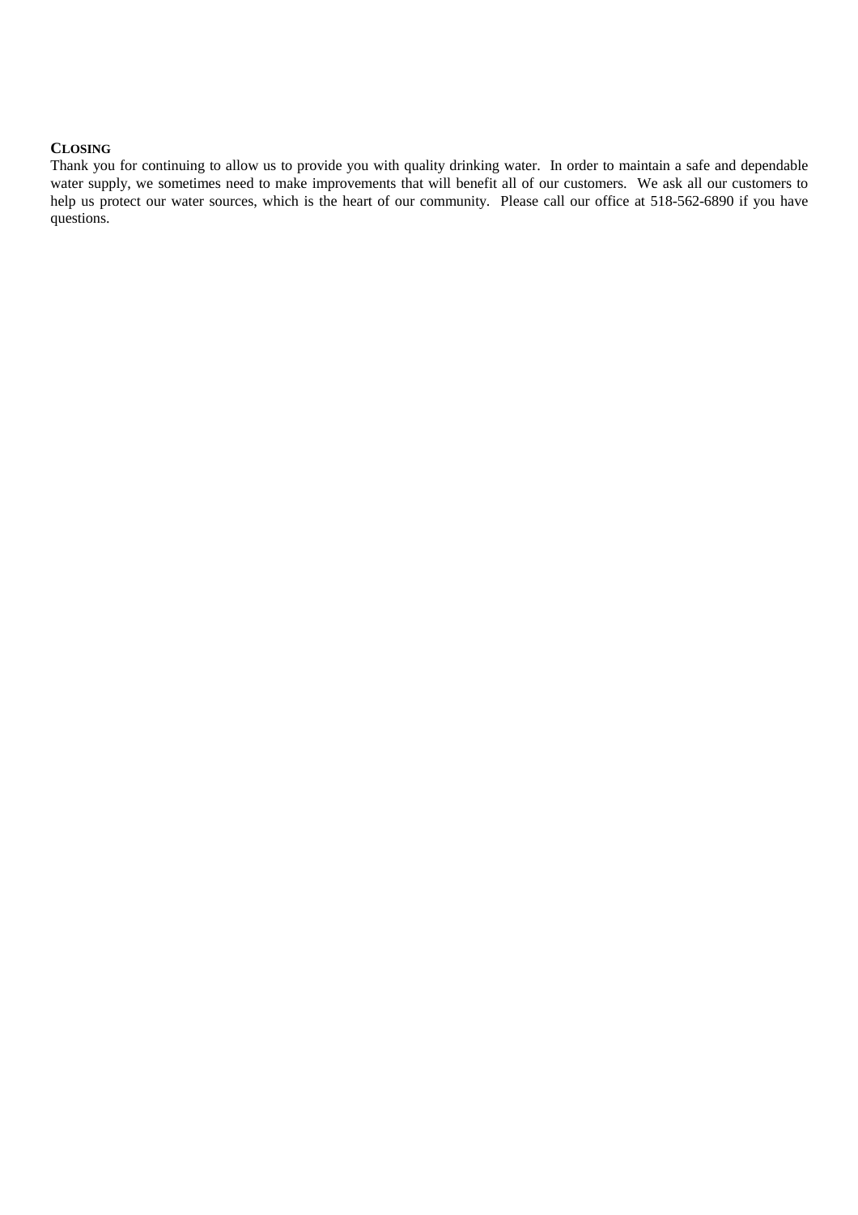**CLOSING**

Thank you for continuing to allow us to provide you with quality drinking water. In order to maintain a safe and dependable water supply, we sometimes need to make improvements that will benefit all of our customers. We ask all our customers to help us protect our water sources, which is the heart of our community. Please call our office at 518-562-6890 if you have questions.